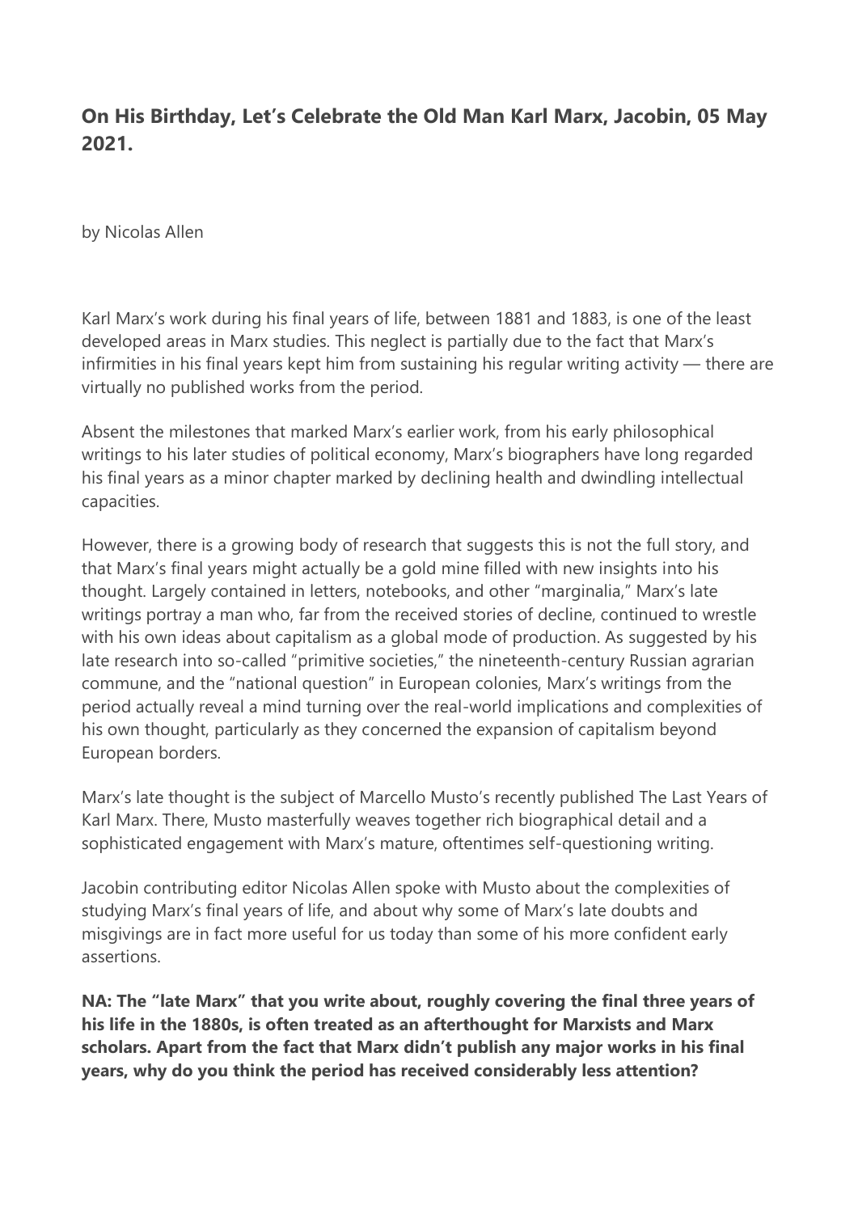## On His Birthday, Let's Celebrate the Old Man Karl Marx, Jacobin, 05 May 2021.

by Nicolas Allen

Karl Marx's work during his final years of life, between 1881 and 1883, is one of the least developed areas in Marx studies. This neglect is partially due to the fact that Marx's infirmities in his final years kept him from sustaining his regular writing activity — there are virtually no published works from the period.

Absent the milestones that marked Marx's earlier work, from his early philosophical writings to his later studies of political economy, Marx's biographers have long regarded his final years as a minor chapter marked by declining health and dwindling intellectual capacities.

However, there is a growing body of research that suggests this is not the full story, and that Marx's final years might actually be a gold mine filled with new insights into his thought. Largely contained in letters, notebooks, and other "marginalia," Marx's late writings portray a man who, far from the received stories of decline, continued to wrestle with his own ideas about capitalism as a global mode of production. As suggested by his late research into so-called "primitive societies," the nineteenth-century Russian agrarian commune, and the "national question" in European colonies, Marx's writings from the period actually reveal a mind turning over the real-world implications and complexities of his own thought, particularly as they concerned the expansion of capitalism beyond European borders.

Marx's late thought is the subject of Marcello Musto's recently published The Last Years of Karl Marx. There, Musto masterfully weaves together rich biographical detail and a sophisticated engagement with Marx's mature, oftentimes self-questioning writing.

Jacobin contributing editor Nicolas Allen spoke with Musto about the complexities of studying Marx's final years of life, and about why some of Marx's late doubts and misgivings are in fact more useful for us today than some of his more confident early assertions.

**NA: The "late Marx" that you write about, roughly covering the final three years of his life in the 1880s, is often treated as an afterthought for Marxists and Marx scholars. Apart from the fact that Marx didn't publish any major works in his final years, why do you think the period has received considerably less attention?**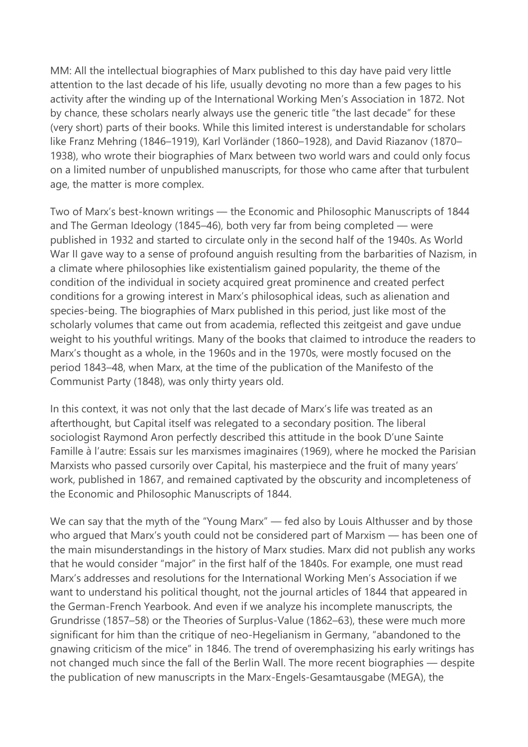MM: All the intellectual biographies of Marx published to this day have paid very little attention to the last decade of his life, usually devoting no more than a few pages to his activity after the winding up of the International Working Men's Association in 1872. Not by chance, these scholars nearly always use the generic title "the last decade" for these (very short) parts of their books. While this limited interest is understandable for scholars like Franz Mehring (1846–1919), Karl Vorländer (1860–1928), and David Riazanov (1870–1938), who wrote their biographies of Marx between two world wars and could only focus on a limited number of unpublished manuscripts, for those who came after that turbulent age, the matter is more complex.

Two of Marx's best-known writings — the Economic and Philosophic Manuscripts of 1844 and The German Ideology (1845–46), both very far from being completed — were published in 1932 and started to circulate only in the second half of the 1940s. As World War II gave way to a sense of profound anguish resulting from the barbarities of Nazism, in a climate where philosophies like existentialism gained popularity, the theme of the condition of the individual in society acquired great prominence and created perfect conditions for a growing interest in Marx's philosophical ideas, such as alienation and species-being. The biographies of Marx published in this period, just like most of the scholarly volumes that came out from academia, reflected this zeitgeist and gave undue weight to his youthful writings. Many of the books that claimed to introduce the readers to Marx's thought as a whole, in the 1960s and in the 1970s, were mostly focused on the period 1843–48, when Marx, at the time of the publication of the Manifesto of the Communist Party (1848), was only thirty years old.

In this context, it was not only that the last decade of Marx's life was treated as an afterthought, but Capital itself was relegated to a secondary position. The liberal sociologist Raymond Aron perfectly described this attitude in the book D'une Sainte Famille à l'autre: Essais sur les marxismes imaginaires (1969), where he mocked the Parisian Marxists who passed cursorily over Capital, his masterpiece and the fruit of many years' work, published in 1867, and remained captivated by the obscurity and incompleteness of the Economic and Philosophic Manuscripts of 1844.

We can say that the myth of the "Young Marx" — fed also by Louis Althusser and by those who argued that Marx's youth could not be considered part of Marxism — has been one of the main misunderstandings in the history of Marx studies. Marx did not publish any works that he would consider "major" in the first half of the 1840s. For example, one must read Marx's addresses and resolutions for the International Working Men's Association if we want to understand his political thought, not the journal articles of 1844 that appeared in the German-French Yearbook. And even if we analyze his incomplete manuscripts, the Grundrisse (1857–58) or the Theories of Surplus-Value (1862–63), these were much more significant for him than the critique of neo-Hegelianism in Germany, "abandoned to the gnawing criticism of the mice" in 1846. The trend of overemphasizing his early writings has not changed much since the fall of the Berlin Wall. The more recent biographies — despite the publication of new manuscripts in the Marx-Engels-Gesamtausgabe (MEGA), the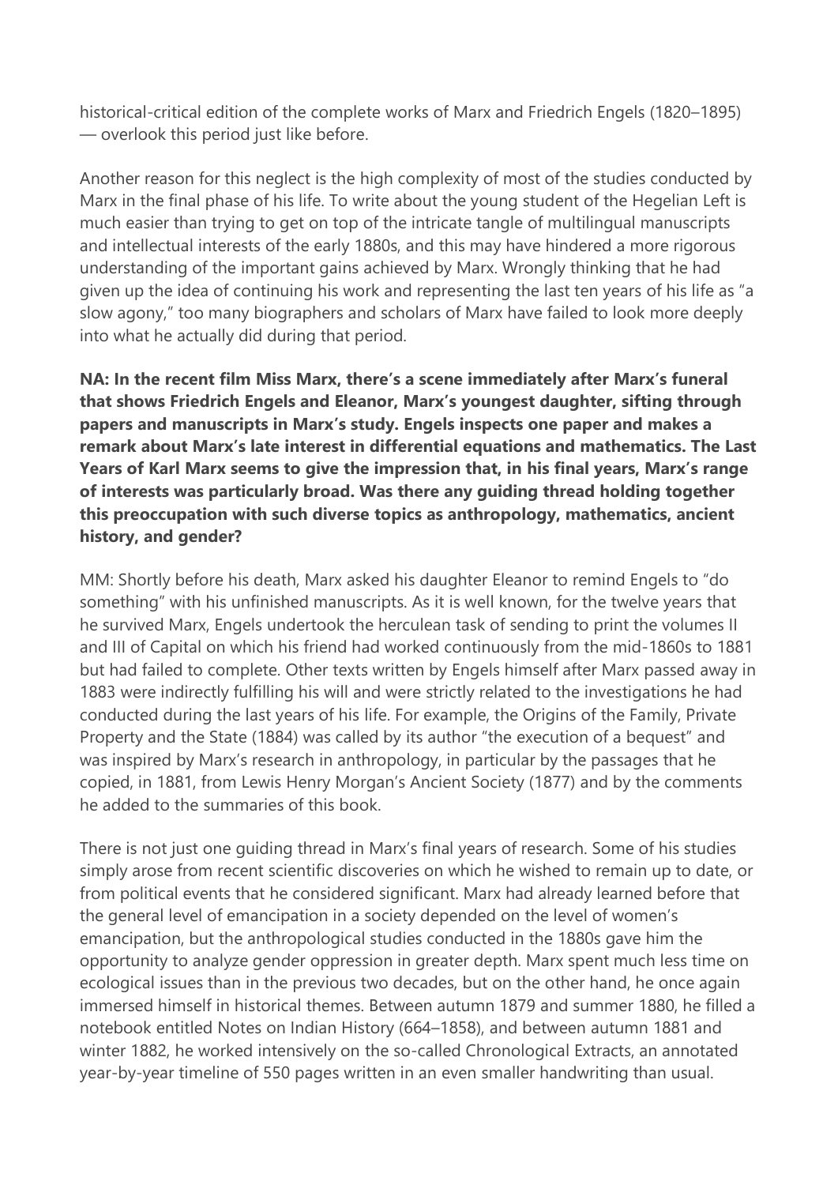historical-critical edition of the complete works of Marx and Friedrich Engels (1820–1895) — overlook this period just like before.

Another reason for this neglect is the high complexity of most of the studies conducted by Marx in the final phase of his life. To write about the young student of the Hegelian Left is much easier than trying to get on top of the intricate tangle of multilingual manuscripts and intellectual interests of the early 1880s, and this may have hindered a more rigorous understanding of the important gains achieved by Marx. Wrongly thinking that he had given up the idea of continuing his work and representing the last ten years of his life as "a slow agony," too many biographers and scholars of Marx have failed to look more deeply into what he actually did during that period.

**NA: In the recent film Miss Marx, there's a scene immediately after Marx's funeral that shows Friedrich Engels and Eleanor, Marx's youngest daughter, sifting through papers and manuscripts in Marx's study. Engels inspects one paper and makes a remark about Marx's late interest in differential equations and mathematics. The Last Years of Karl Marx seems to give the impression that, in his final years, Marx's range of interests was particularly broad. Was there any guiding thread holding together this preoccupation with such diverse topics as anthropology, mathematics, ancient history, and gender?**

MM: Shortly before his death, Marx asked his daughter Eleanor to remind Engels to "do something" with his unfinished manuscripts. As it is well known, for the twelve years that he survived Marx, Engels undertook the herculean task of sending to print the volumes II and III of Capital on which his friend had worked continuously from the mid-1860s to 1881 but had failed to complete. Other texts written by Engels himself after Marx passed away in 1883 were indirectly fulfilling his will and were strictly related to the investigations he had conducted during the last years of his life. For example, the Origins of the Family, Private Property and the State (1884) was called by its author "the execution of a bequest" and was inspired by Marx's research in anthropology, in particular by the passages that he copied, in 1881, from Lewis Henry Morgan's Ancient Society (1877) and by the comments he added to the summaries of this book.

There is not just one guiding thread in Marx's final years of research. Some of his studies simply arose from recent scientific discoveries on which he wished to remain up to date, or from political events that he considered significant. Marx had already learned before that the general level of emancipation in a society depended on the level of women's emancipation, but the anthropological studies conducted in the 1880s gave him the opportunity to analyze gender oppression in greater depth. Marx spent much less time on ecological issues than in the previous two decades, but on the other hand, he once again immersed himself in historical themes. Between autumn 1879 and summer 1880, he filled a notebook entitled Notes on Indian History (664–1858), and between autumn 1881 and winter 1882, he worked intensively on the so-called Chronological Extracts, an annotated year-by-year timeline of 550 pages written in an even smaller handwriting than usual.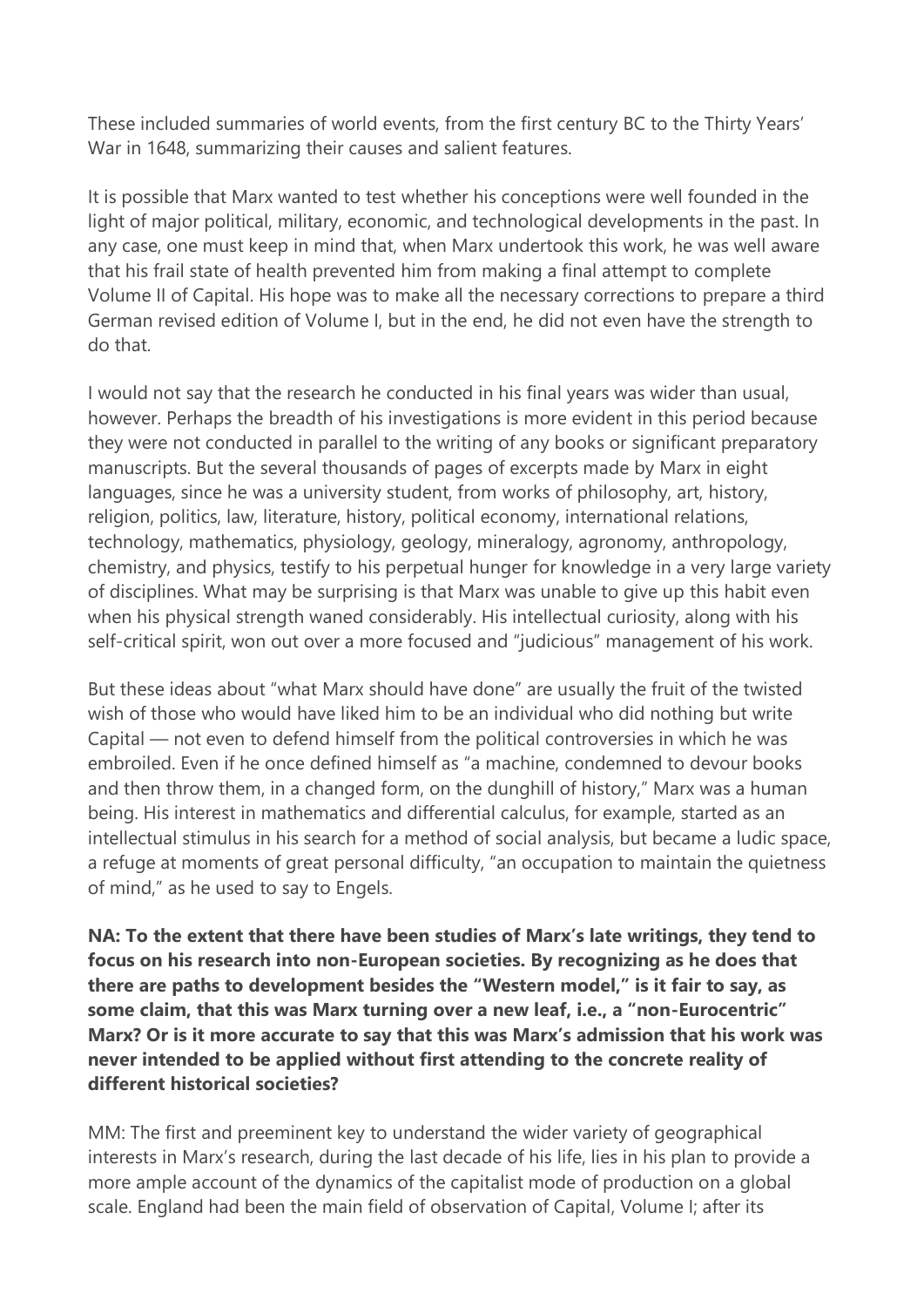These included summaries of world events, from the first century BC to the Thirty Years' War in 1648, summarizing their causes and salient features.

It is possible that Marx wanted to test whether his conceptions were well founded in the light of major political, military, economic, and technological developments in the past. In any case, one must keep in mind that, when Marx undertook this work, he was well aware that his frail state of health prevented him from making a final attempt to complete Volume II of Capital. His hope was to make all the necessary corrections to prepare a third German revised edition of Volume I, but in the end, he did not even have the strength to do that.

I would not say that the research he conducted in his final years was wider than usual, however. Perhaps the breadth of his investigations is more evident in this period because they were not conducted in parallel to the writing of any books or significant preparatory manuscripts. But the several thousands of pages of excerpts made by Marx in eight languages, since he was a university student, from works of philosophy, art, history, religion, politics, law, literature, history, political economy, international relations, technology, mathematics, physiology, geology, mineralogy, agronomy, anthropology, chemistry, and physics, testify to his perpetual hunger for knowledge in a very large variety of disciplines. What may be surprising is that Marx was unable to give up this habit even when his physical strength waned considerably. His intellectual curiosity, along with his self-critical spirit, won out over a more focused and "judicious" management of his work.

But these ideas about "what Marx should have done" are usually the fruit of the twisted wish of those who would have liked him to be an individual who did nothing but write Capital — not even to defend himself from the political controversies in which he was embroiled. Even if he once defined himself as "a machine, condemned to devour books and then throw them, in a changed form, on the dunghill of history," Marx was a human being. His interest in mathematics and differential calculus, for example, started as an intellectual stimulus in his search for a method of social analysis, but became a ludic space, a refuge at moments of great personal difficulty, "an occupation to maintain the quietness of mind," as he used to say to Engels.

**NA: To the extent that there have been studies of Marx's late writings, they tend to focus on his research into non-European societies. By recognizing as he does that there are paths to development besides the "Western model," is it fair to say, as some claim, that this was Marx turning over a new leaf, i.e., a "non-Eurocentric" Marx? Or is it more accurate to say that this was Marx's admission that his work was never intended to be applied without first attending to the concrete reality of different historical societies?**

MM: The first and preeminent key to understand the wider variety of geographical interests in Marx's research, during the last decade of his life, lies in his plan to provide a more ample account of the dynamics of the capitalist mode of production on a global scale. England had been the main field of observation of Capital, Volume I; after its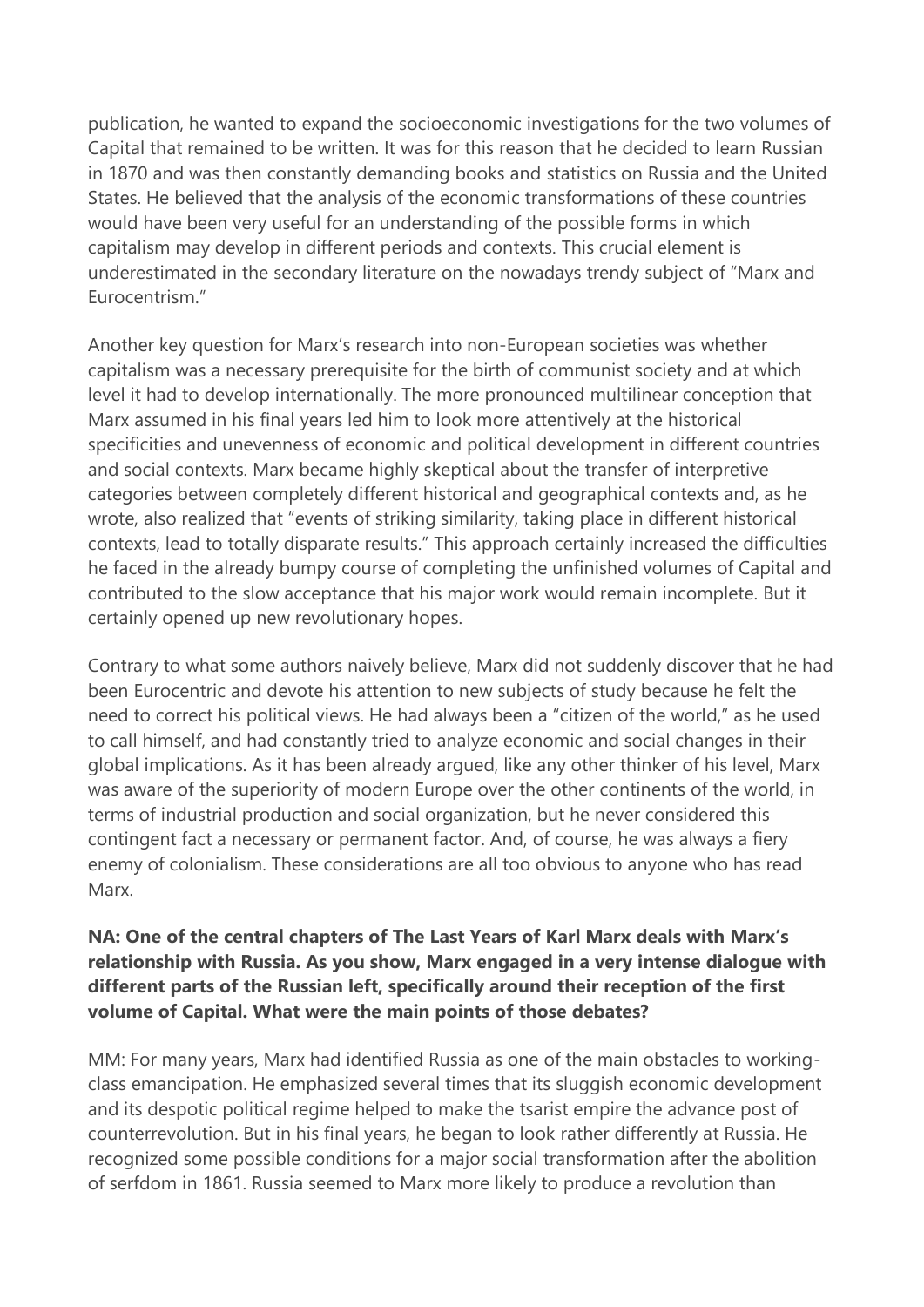publication, he wanted to expand the socioeconomic investigations for the two volumes of Capital that remained to be written. It was for this reason that he decided to learn Russian in 1870 and was then constantly demanding books and statistics on Russia and the United States. He believed that the analysis of the economic transformations of these countries would have been very useful for an understanding of the possible forms in which capitalism may develop in different periods and contexts. This crucial element is underestimated in the secondary literature on the nowadays trendy subject of "Marx and Eurocentrism."

Another key question for Marx's research into non-European societies was whether capitalism was a necessary prerequisite for the birth of communist society and at which level it had to develop internationally. The more pronounced multilinear conception that Marx assumed in his final years led him to look more attentively at the historical specificities and unevenness of economic and political development in different countries and social contexts. Marx became highly skeptical about the transfer of interpretive categories between completely different historical and geographical contexts and, as he wrote, also realized that "events of striking similarity, taking place in different historical contexts, lead to totally disparate results." This approach certainly increased the difficulties he faced in the already bumpy course of completing the unfinished volumes of Capital and contributed to the slow acceptance that his major work would remain incomplete. But it certainly opened up new revolutionary hopes.

Contrary to what some authors naively believe, Marx did not suddenly discover that he had been Eurocentric and devote his attention to new subjects of study because he felt the need to correct his political views. He had always been a "citizen of the world," as he used to call himself, and had constantly tried to analyze economic and social changes in their global implications. As it has been already argued, like any other thinker of his level, Marx was aware of the superiority of modern Europe over the other continents of the world, in terms of industrial production and social organization, but he never considered this contingent fact a necessary or permanent factor. And, of course, he was always a fiery enemy of colonialism. These considerations are all too obvious to anyone who has read Marx.

**NA: One of the central chapters of The Last Years of Karl Marx deals with Marx's relationship with Russia. As you show, Marx engaged in a very intense dialogue with different parts of the Russian left, specifically around their reception of the first volume of Capital. What were the main points of those debates?**

MM: For many years, Marx had identified Russia as one of the main obstacles to working-class emancipation. He emphasized several times that its sluggish economic development and its despotic political regime helped to make the tsarist empire the advance post of counterrevolution. But in his final years, he began to look rather differently at Russia. He recognized some possible conditions for a major social transformation after the abolition of serfdom in 1861. Russia seemed to Marx more likely to produce a revolution than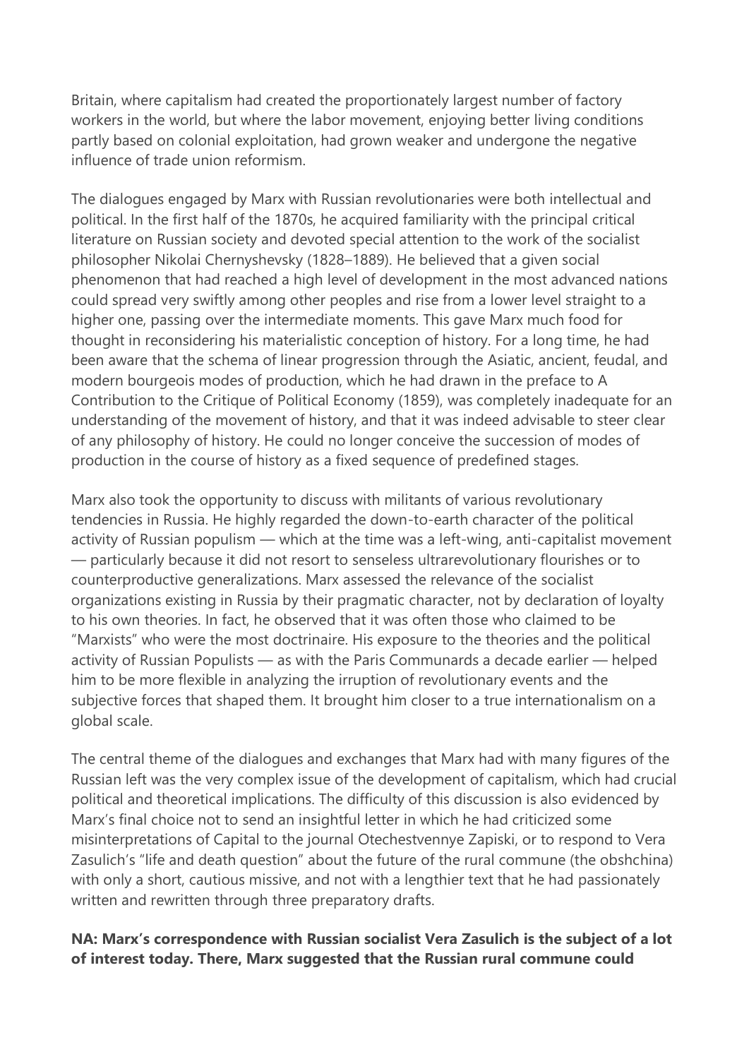Britain, where capitalism had created the proportionately largest number of factory workers in the world, but where the labor movement, enjoying better living conditions partly based on colonial exploitation, had grown weaker and undergone the negative influence of trade union reformism.

The dialogues engaged by Marx with Russian revolutionaries were both intellectual and political. In the first half of the 1870s, he acquired familiarity with the principal critical literature on Russian society and devoted special attention to the work of the socialist philosopher Nikolai Chernyshevsky (1828–1889). He believed that a given social phenomenon that had reached a high level of development in the most advanced nations could spread very swiftly among other peoples and rise from a lower level straight to a higher one, passing over the intermediate moments. This gave Marx much food for thought in reconsidering his materialistic conception of history. For a long time, he had been aware that the schema of linear progression through the Asiatic, ancient, feudal, and modern bourgeois modes of production, which he had drawn in the preface to A Contribution to the Critique of Political Economy (1859), was completely inadequate for an understanding of the movement of history, and that it was indeed advisable to steer clear of any philosophy of history. He could no longer conceive the succession of modes of production in the course of history as a fixed sequence of predefined stages.

Marx also took the opportunity to discuss with militants of various revolutionary tendencies in Russia. He highly regarded the down-to-earth character of the political activity of Russian populism — which at the time was a left-wing, anti-capitalist movement — particularly because it did not resort to senseless ultrarevolutionary flourishes or to counterproductive generalizations. Marx assessed the relevance of the socialist organizations existing in Russia by their pragmatic character, not by declaration of loyalty to his own theories. In fact, he observed that it was often those who claimed to be "Marxists" who were the most doctrinaire. His exposure to the theories and the political activity of Russian Populists — as with the Paris Communards a decade earlier — helped him to be more flexible in analyzing the irruption of revolutionary events and the subjective forces that shaped them. It brought him closer to a true internationalism on a global scale.

The central theme of the dialogues and exchanges that Marx had with many figures of the Russian left was the very complex issue of the development of capitalism, which had crucial political and theoretical implications. The difficulty of this discussion is also evidenced by Marx's final choice not to send an insightful letter in which he had criticized some misinterpretations of Capital to the journal Otechestvennye Zapiski, or to respond to Vera Zasulich's "life and death question" about the future of the rural commune (the obshchina) with only a short, cautious missive, and not with a lengthier text that he had passionately written and rewritten through three preparatory drafts.

**NA: Marx's correspondence with Russian socialist Vera Zasulich is the subject of a lot of interest today. There, Marx suggested that the Russian rural commune could**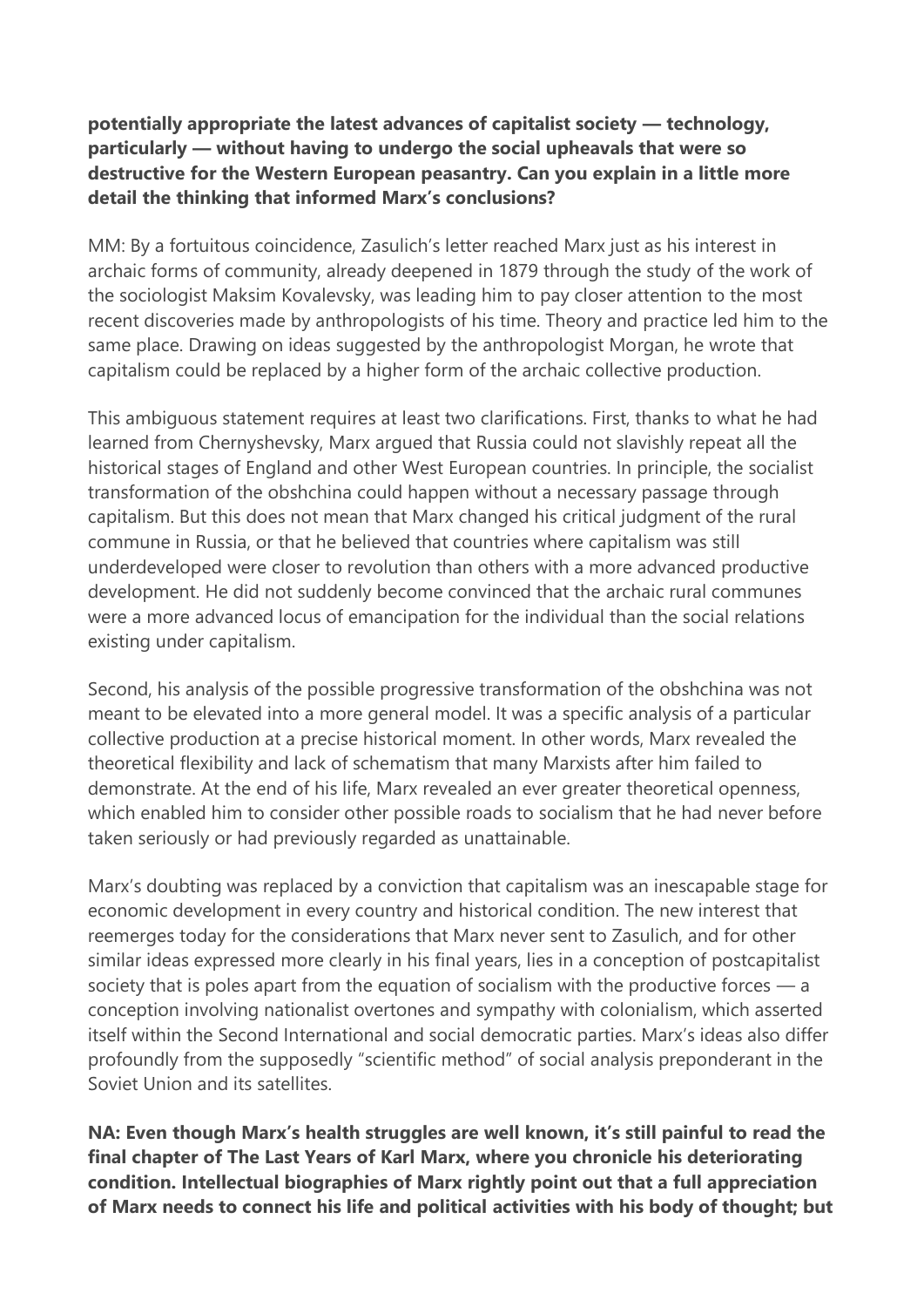**potentially appropriate the latest advances of capitalist society — technology, particularly — without having to undergo the social upheavals that were so destructive for the Western European peasantry. Can you explain in a little more detail the thinking that informed Marx's conclusions?**

MM: By a fortuitous coincidence, Zasulich's letter reached Marx just as his interest in archaic forms of community, already deepened in 1879 through the study of the work of the sociologist Maksim Kovalevsky, was leading him to pay closer attention to the most recent discoveries made by anthropologists of his time. Theory and practice led him to the same place. Drawing on ideas suggested by the anthropologist Morgan, he wrote that capitalism could be replaced by a higher form of the archaic collective production.

This ambiguous statement requires at least two clarifications. First, thanks to what he had learned from Chernyshevsky, Marx argued that Russia could not slavishly repeat all the historical stages of England and other West European countries. In principle, the socialist transformation of the obshchina could happen without a necessary passage through capitalism. But this does not mean that Marx changed his critical judgment of the rural commune in Russia, or that he believed that countries where capitalism was still underdeveloped were closer to revolution than others with a more advanced productive development. He did not suddenly become convinced that the archaic rural communes were a more advanced locus of emancipation for the individual than the social relations existing under capitalism.

Second, his analysis of the possible progressive transformation of the obshchina was not meant to be elevated into a more general model. It was a specific analysis of a particular collective production at a precise historical moment. In other words, Marx revealed the theoretical flexibility and lack of schematism that many Marxists after him failed to demonstrate. At the end of his life, Marx revealed an ever greater theoretical openness, which enabled him to consider other possible roads to socialism that he had never before taken seriously or had previously regarded as unattainable.

Marx's doubting was replaced by a conviction that capitalism was an inescapable stage for economic development in every country and historical condition. The new interest that reemerges today for the considerations that Marx never sent to Zasulich, and for other similar ideas expressed more clearly in his final years, lies in a conception of postcapitalist society that is poles apart from the equation of socialism with the productive forces — a conception involving nationalist overtones and sympathy with colonialism, which asserted itself within the Second International and social democratic parties. Marx's ideas also differ profoundly from the supposedly "scientific method" of social analysis preponderant in the Soviet Union and its satellites.

**NA: Even though Marx's health struggles are well known, it's still painful to read the final chapter of The Last Years of Karl Marx, where you chronicle his deteriorating condition. Intellectual biographies of Marx rightly point out that a full appreciation of Marx needs to connect his life and political activities with his body of thought; but**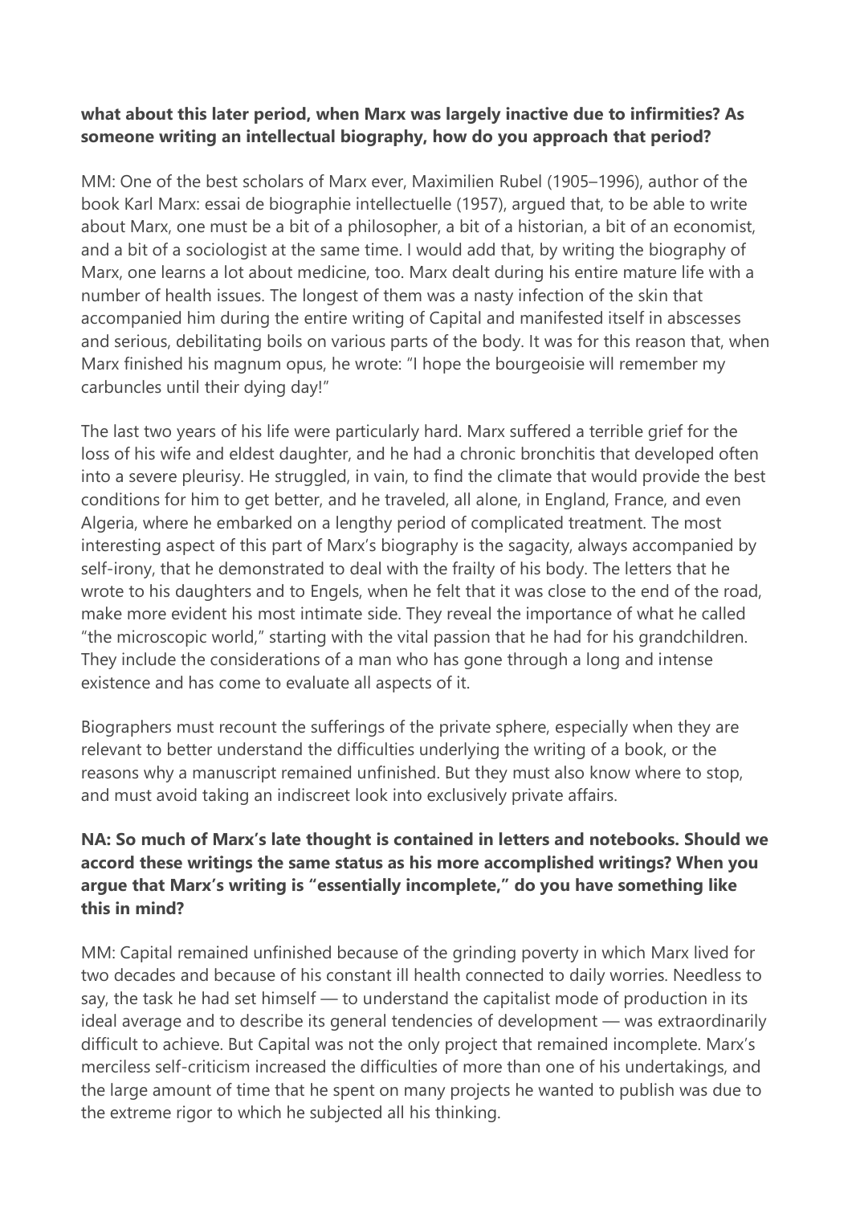**what about this later period, when Marx was largely inactive due to infirmities? As someone writing an intellectual biography, how do you approach that period?**

MM: One of the best scholars of Marx ever, Maximilien Rubel (1905–1996), author of the book Karl Marx: essai de biographie intellectuelle (1957), argued that, to be able to write about Marx, one must be a bit of a philosopher, a bit of a historian, a bit of an economist, and a bit of a sociologist at the same time. I would add that, by writing the biography of Marx, one learns a lot about medicine, too. Marx dealt during his entire mature life with a number of health issues. The longest of them was a nasty infection of the skin that accompanied him during the entire writing of Capital and manifested itself in abscesses and serious, debilitating boils on various parts of the body. It was for this reason that, when Marx finished his magnum opus, he wrote: "I hope the bourgeoisie will remember my carbuncles until their dying day!"

The last two years of his life were particularly hard. Marx suffered a terrible grief for the loss of his wife and eldest daughter, and he had a chronic bronchitis that developed often into a severe pleurisy. He struggled, in vain, to find the climate that would provide the best conditions for him to get better, and he traveled, all alone, in England, France, and even Algeria, where he embarked on a lengthy period of complicated treatment. The most interesting aspect of this part of Marx's biography is the sagacity, always accompanied by self-irony, that he demonstrated to deal with the frailty of his body. The letters that he wrote to his daughters and to Engels, when he felt that it was close to the end of the road, make more evident his most intimate side. They reveal the importance of what he called "the microscopic world," starting with the vital passion that he had for his grandchildren. They include the considerations of a man who has gone through a long and intense existence and has come to evaluate all aspects of it.

Biographers must recount the sufferings of the private sphere, especially when they are relevant to better understand the difficulties underlying the writing of a book, or the reasons why a manuscript remained unfinished. But they must also know where to stop, and must avoid taking an indiscreet look into exclusively private affairs.

**NA: So much of Marx's late thought is contained in letters and notebooks. Should we accord these writings the same status as his more accomplished writings? When you argue that Marx's writing is "essentially incomplete," do you have something like this in mind?**

MM: Capital remained unfinished because of the grinding poverty in which Marx lived for two decades and because of his constant ill health connected to daily worries. Needless to say, the task he had set himself — to understand the capitalist mode of production in its ideal average and to describe its general tendencies of development — was extraordinarily difficult to achieve. But Capital was not the only project that remained incomplete. Marx's merciless self-criticism increased the difficulties of more than one of his undertakings, and the large amount of time that he spent on many projects he wanted to publish was due to the extreme rigor to which he subjected all his thinking.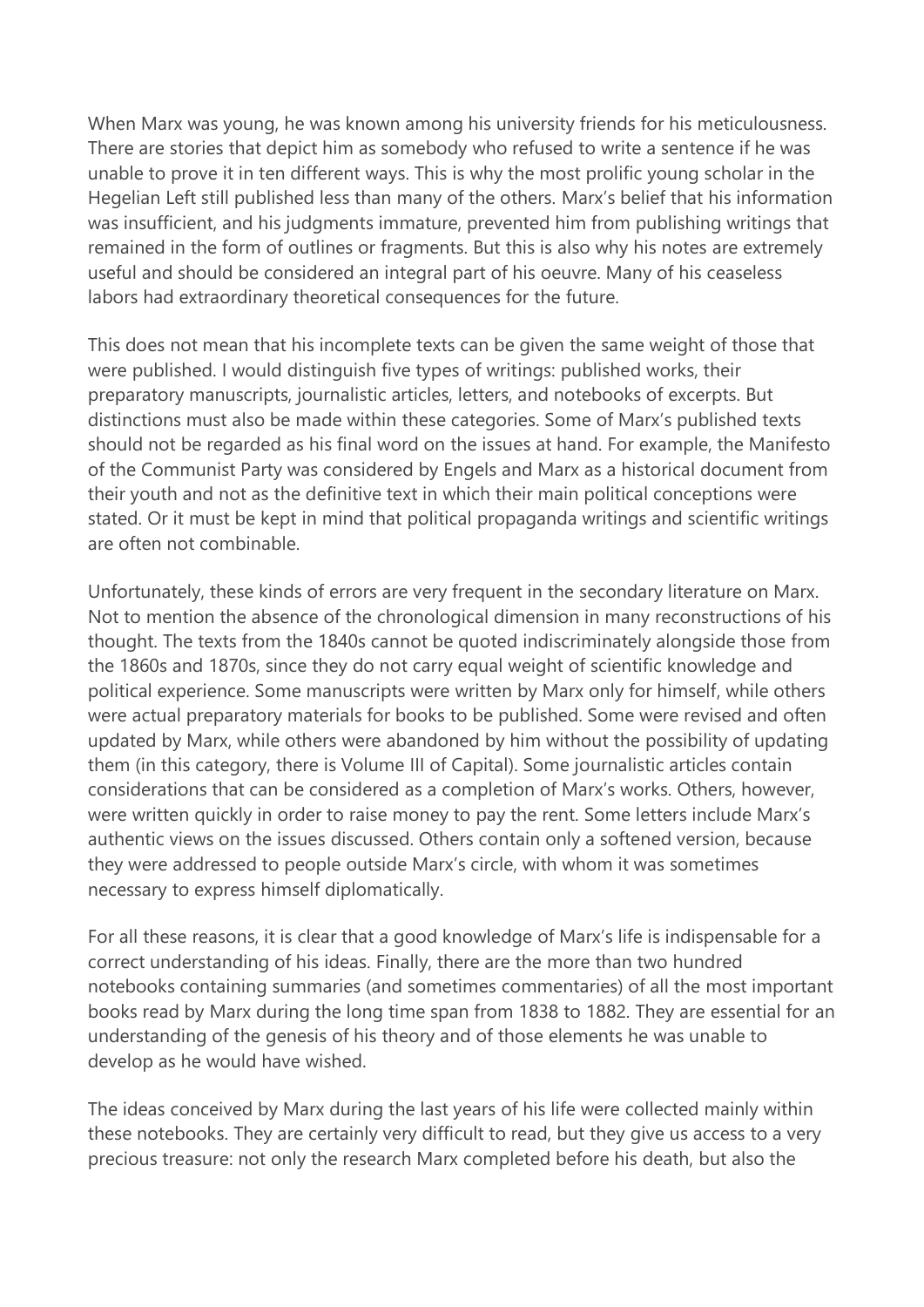When Marx was young, he was known among his university friends for his meticulousness. There are stories that depict him as somebody who refused to write a sentence if he was unable to prove it in ten different ways. This is why the most prolific young scholar in the Hegelian Left still published less than many of the others. Marx's belief that his information was insufficient, and his judgments immature, prevented him from publishing writings that remained in the form of outlines or fragments. But this is also why his notes are extremely useful and should be considered an integral part of his oeuvre. Many of his ceaseless labors had extraordinary theoretical consequences for the future.

This does not mean that his incomplete texts can be given the same weight of those that were published. I would distinguish five types of writings: published works, their preparatory manuscripts, journalistic articles, letters, and notebooks of excerpts. But distinctions must also be made within these categories. Some of Marx's published texts should not be regarded as his final word on the issues at hand. For example, the Manifesto of the Communist Party was considered by Engels and Marx as a historical document from their youth and not as the definitive text in which their main political conceptions were stated. Or it must be kept in mind that political propaganda writings and scientific writings are often not combinable.

Unfortunately, these kinds of errors are very frequent in the secondary literature on Marx. Not to mention the absence of the chronological dimension in many reconstructions of his thought. The texts from the 1840s cannot be quoted indiscriminately alongside those from the 1860s and 1870s, since they do not carry equal weight of scientific knowledge and political experience. Some manuscripts were written by Marx only for himself, while others were actual preparatory materials for books to be published. Some were revised and often updated by Marx, while others were abandoned by him without the possibility of updating them (in this category, there is Volume III of Capital). Some journalistic articles contain considerations that can be considered as a completion of Marx's works. Others, however, were written quickly in order to raise money to pay the rent. Some letters include Marx's authentic views on the issues discussed. Others contain only a softened version, because they were addressed to people outside Marx's circle, with whom it was sometimes necessary to express himself diplomatically.

For all these reasons, it is clear that a good knowledge of Marx's life is indispensable for a correct understanding of his ideas. Finally, there are the more than two hundred notebooks containing summaries (and sometimes commentaries) of all the most important books read by Marx during the long time span from 1838 to 1882. They are essential for an understanding of the genesis of his theory and of those elements he was unable to develop as he would have wished.

The ideas conceived by Marx during the last years of his life were collected mainly within these notebooks. They are certainly very difficult to read, but they give us access to a very precious treasure: not only the research Marx completed before his death, but also the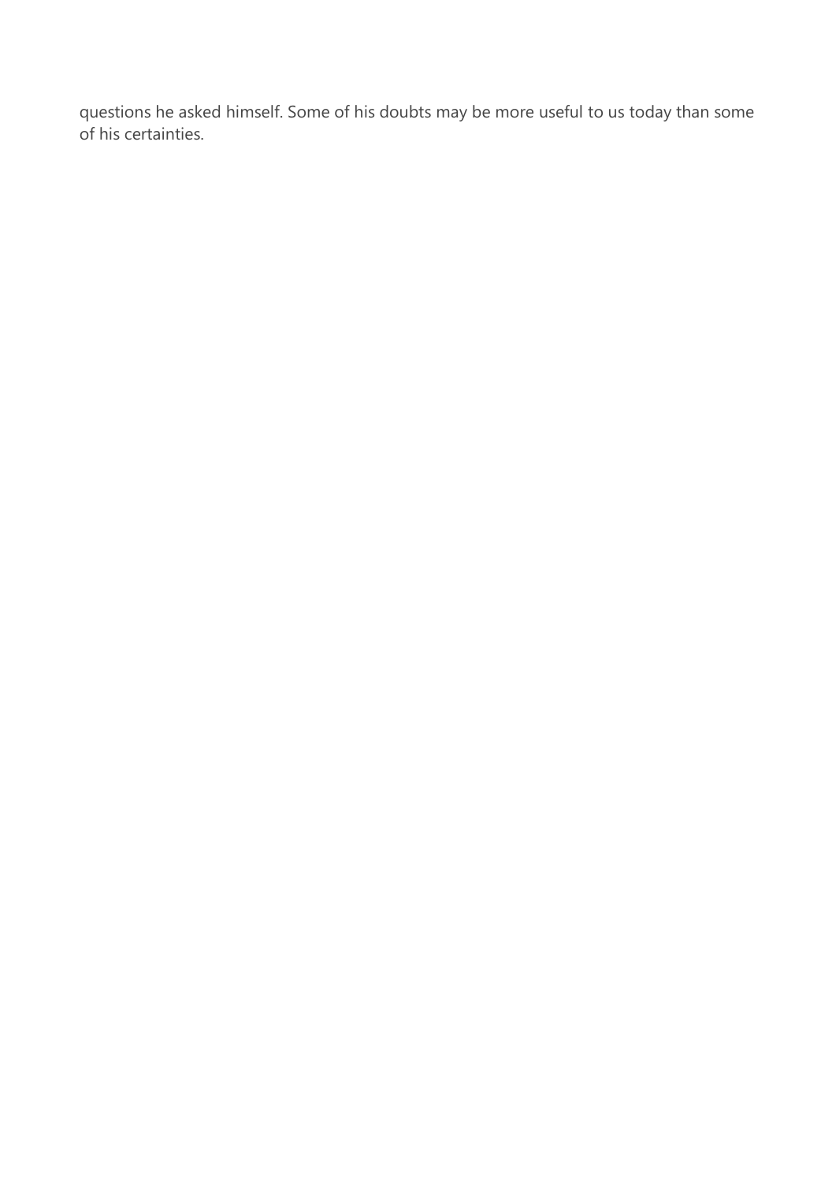questions he asked himself. Some of his doubts may be more useful to us today than some of his certainties.